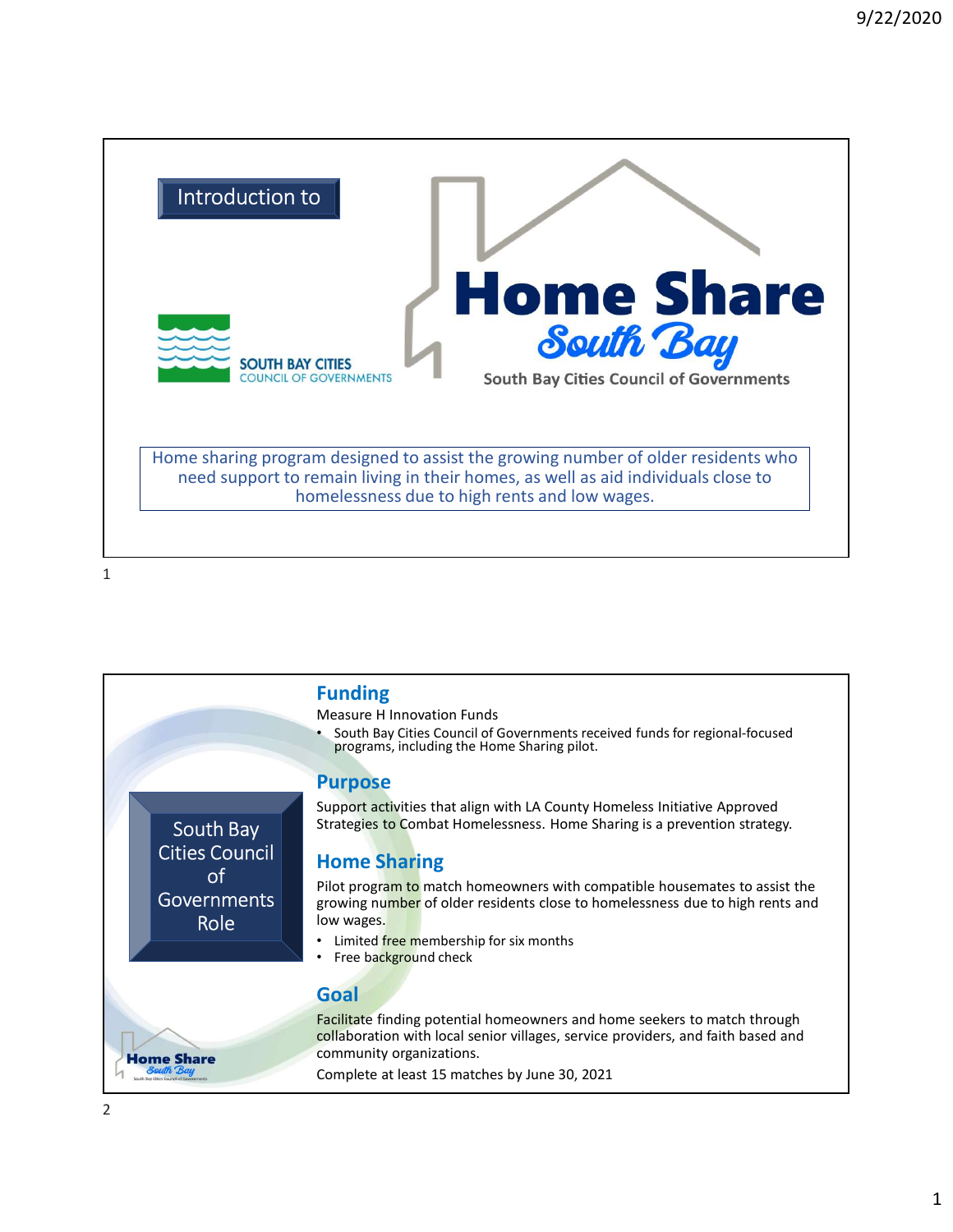Introduction to

SOUTH BAY CITIES
COUNCIL OF GOVERNMENTS

# Home Share
## South Bay

South Bay Cities Council of Governments

Home sharing program designed to assist the growing number of older residents who need support to remain living in their homes, as well as aid individuals close to homelessness due to high rents and low wages.

---

South Bay Cities Council of Governments Role

## Funding

Measure H Innovation Funds

- South Bay Cities Council of Governments received funds for regional-focused programs, including the Home Sharing pilot.

## Purpose

Support activities that align with LA County Homeless Initiative Approved Strategies to Combat Homelessness. Home Sharing is a prevention strategy.

## Home Sharing

Pilot program to match homeowners with compatible housemates to assist the growing number of older residents close to homelessness due to high rents and low wages.

- Limited free membership for six months
- Free background check

## Goal

Facilitate finding potential homeowners and home seekers to match through collaboration with local senior villages, service providers, and faith based and community organizations.

Complete at least 15 matches by June 30, 2021

Home Share South Bay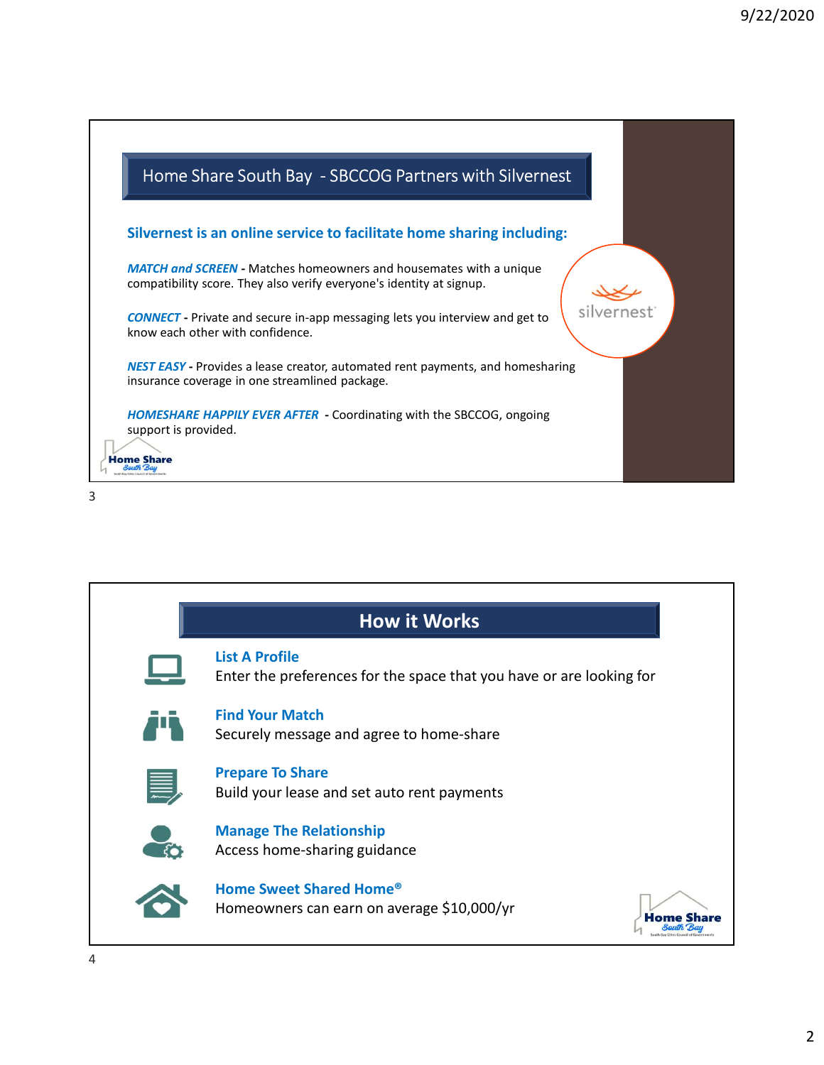## Home Share South Bay - SBCCOG Partners with Silvernest

**Silvernest is an online service to facilitate home sharing including:**

***MATCH and SCREEN*** **-** Matches homeowners and housemates with a unique compatibility score. They also verify everyone's identity at signup.

***CONNECT*** **-** Private and secure in-app messaging lets you interview and get to know each other with confidence.

***NEST EASY*** **-** Provides a lease creator, automated rent payments, and homesharing insurance coverage in one streamlined package.

***HOMESHARE HAPPILY EVER AFTER*** **-** Coordinating with the SBCCOG, ongoing support is provided.

silvernest

Home Share South Bay

## How it Works

**List A Profile**
Enter the preferences for the space that you have or are looking for

**Find Your Match**
Securely message and agree to home-share

**Prepare To Share**
Build your lease and set auto rent payments

**Manage The Relationship**
Access home-sharing guidance

**Home Sweet Shared Home®**
Homeowners can earn on average $10,000/yr

Home Share South Bay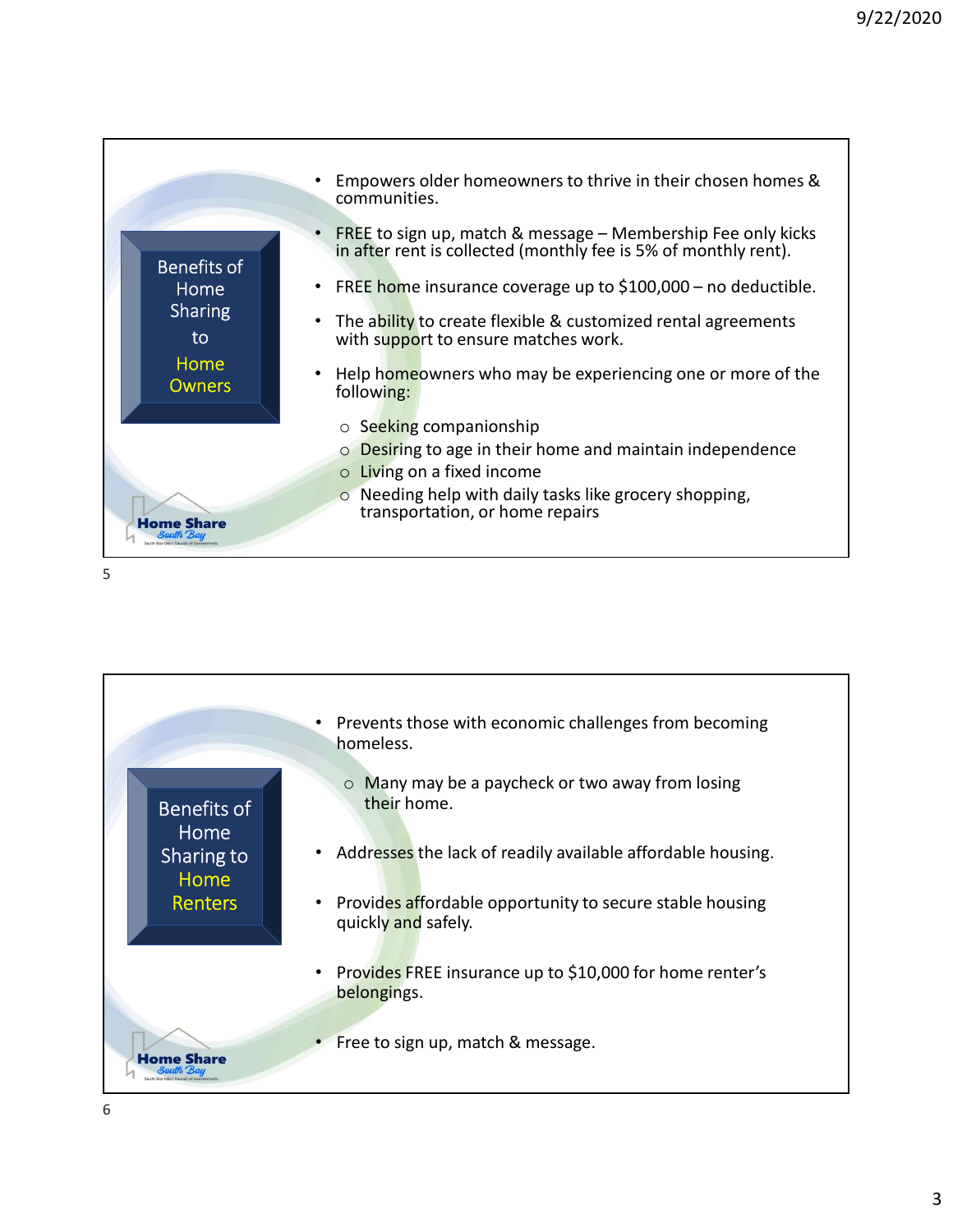## Benefits of Home Sharing to Home Owners

- Empowers older homeowners to thrive in their chosen homes & communities.
- FREE to sign up, match & message – Membership Fee only kicks in after rent is collected (monthly fee is 5% of monthly rent).
- FREE home insurance coverage up to $100,000 – no deductible.
- The ability to create flexible & customized rental agreements with support to ensure matches work.
- Help homeowners who may be experiencing one or more of the following:
  - Seeking companionship
  - Desiring to age in their home and maintain independence
  - Living on a fixed income
  - Needing help with daily tasks like grocery shopping, transportation, or home repairs

Home Share South Bay

## Benefits of Home Sharing to Home Renters

- Prevents those with economic challenges from becoming homeless.
  - Many may be a paycheck or two away from losing their home.
- Addresses the lack of readily available affordable housing.
- Provides affordable opportunity to secure stable housing quickly and safely.
- Provides FREE insurance up to $10,000 for home renter's belongings.
- Free to sign up, match & message.

Home Share South Bay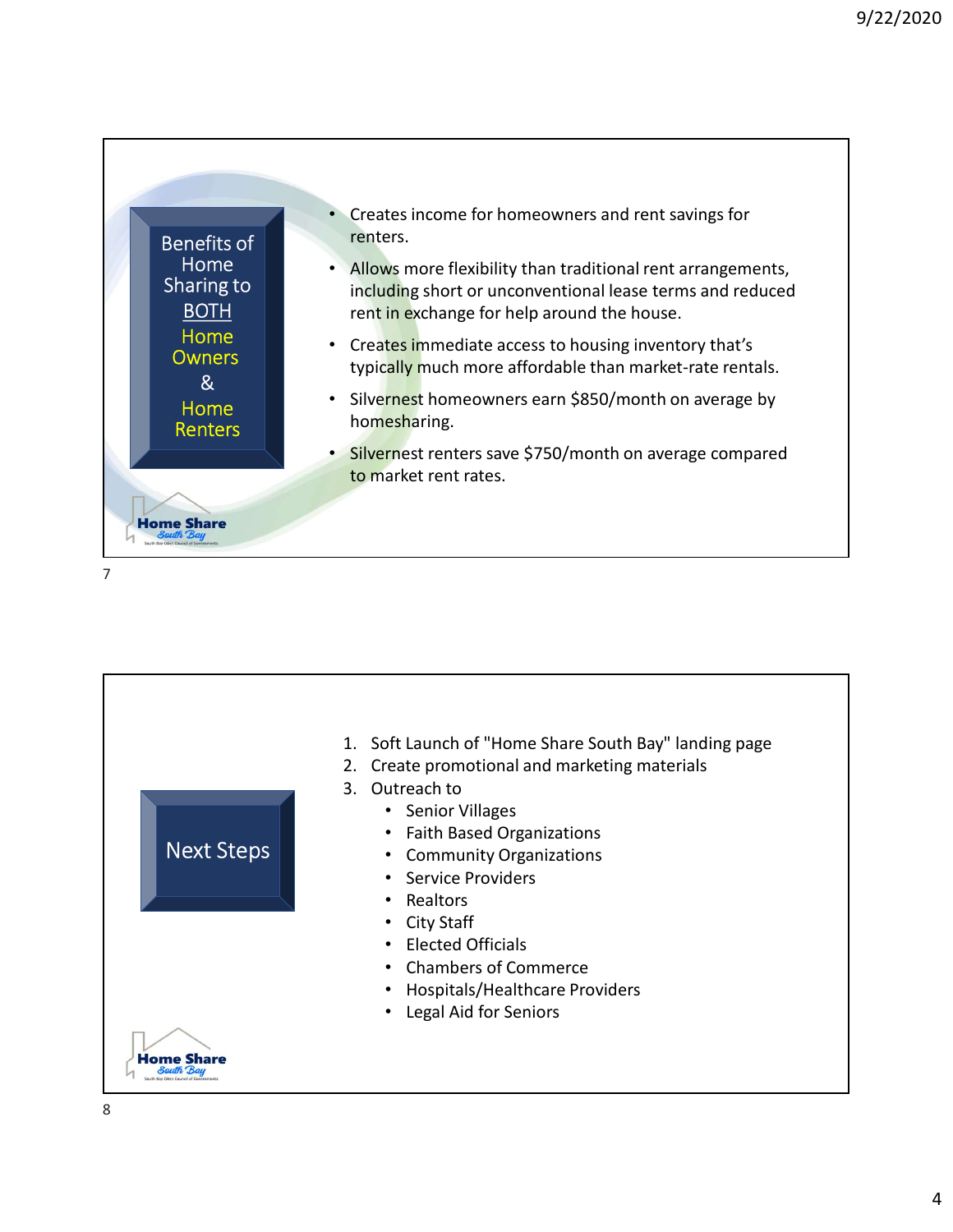## Benefits of Home Sharing to BOTH Home Owners & Home Renters

- Creates income for homeowners and rent savings for renters.
- Allows more flexibility than traditional rent arrangements, including short or unconventional lease terms and reduced rent in exchange for help around the house.
- Creates immediate access to housing inventory that's typically much more affordable than market-rate rentals.
- Silvernest homeowners earn $850/month on average by homesharing.
- Silvernest renters save $750/month on average compared to market rent rates.

Home Share South Bay

## Next Steps

1. Soft Launch of "Home Share South Bay" landing page
2. Create promotional and marketing materials
3. Outreach to
   - Senior Villages
   - Faith Based Organizations
   - Community Organizations
   - Service Providers
   - Realtors
   - City Staff
   - Elected Officials
   - Chambers of Commerce
   - Hospitals/Healthcare Providers
   - Legal Aid for Seniors

Home Share South Bay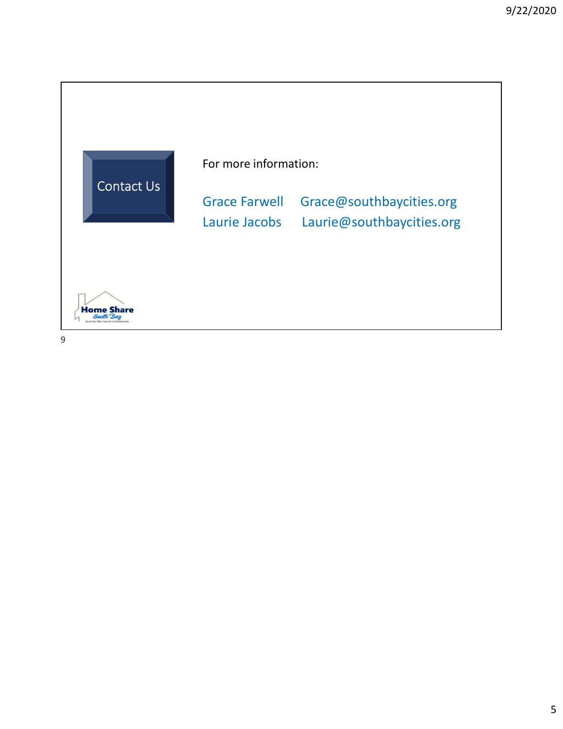## Contact Us

For more information:

Grace Farwell Grace@southbaycities.org
Laurie Jacobs Laurie@southbaycities.org

Home Share South Bay
South Bay Cities Council of Governments